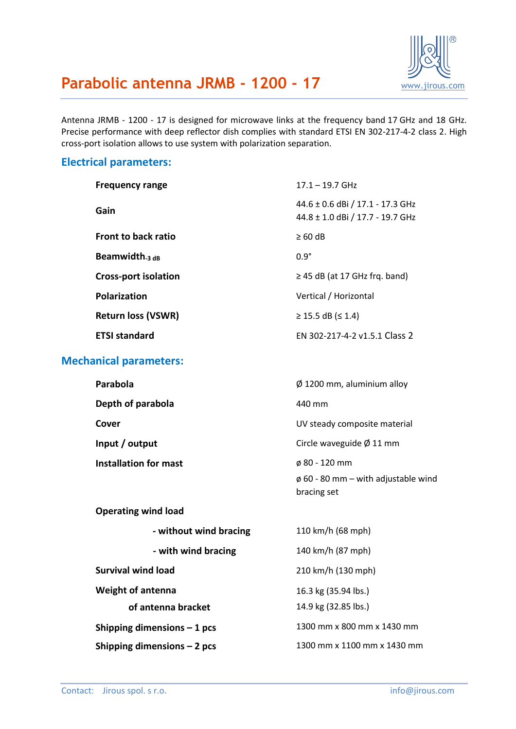# Parabolic antenna JRMB - 1200 - 17

www.jirous.com

Antenna JRMB - 1200 - 17 is designed for microwave links at the frequency band 17 GHz and 18 GHz. Precise performance with deep reflector dish complies with standard ETSI EN 302-217-4-2 class 2. High cross-port isolation allows to use system with polarization separation.

## Electrical parameters:

| | |
|---|---|
| **Frequency range** | 17.1 – 19.7 GHz |
| **Gain** | 44.6 ± 0.6 dBi / 17.1 - 17.3 GHz<br>44.8 ± 1.0 dBi / 17.7 - 19.7 GHz |
| **Front to back ratio** | ≥ 60 dB |
| **Beamwidth$_{-3\ dB}$** | 0.9° |
| **Cross-port isolation** | ≥ 45 dB (at 17 GHz frq. band) |
| **Polarization** | Vertical / Horizontal |
| **Return loss (VSWR)** | ≥ 15.5 dB (≤ 1.4) |
| **ETSI standard** | EN 302-217-4-2 v1.5.1 Class 2 |

## Mechanical parameters:

| | |
|---|---|
| **Parabola** | Ø 1200 mm, aluminium alloy |
| **Depth of parabola** | 440 mm |
| **Cover** | UV steady composite material |
| **Input / output** | Circle waveguide Ø 11 mm |
| **Installation for mast** | ø 80 - 120 mm<br>ø 60 - 80 mm – with adjustable wind bracing set |
| **Operating wind load** | |
| **- without wind bracing** | 110 km/h (68 mph) |
| **- with wind bracing** | 140 km/h (87 mph) |
| **Survival wind load** | 210 km/h (130 mph) |
| **Weight of antenna** | 16.3 kg (35.94 lbs.) |
| **of antenna bracket** | 14.9 kg (32.85 lbs.) |
| **Shipping dimensions – 1 pcs** | 1300 mm x 800 mm x 1430 mm |
| **Shipping dimensions – 2 pcs** | 1300 mm x 1100 mm x 1430 mm |

Contact: Jirous spol. s r.o. info@jirous.com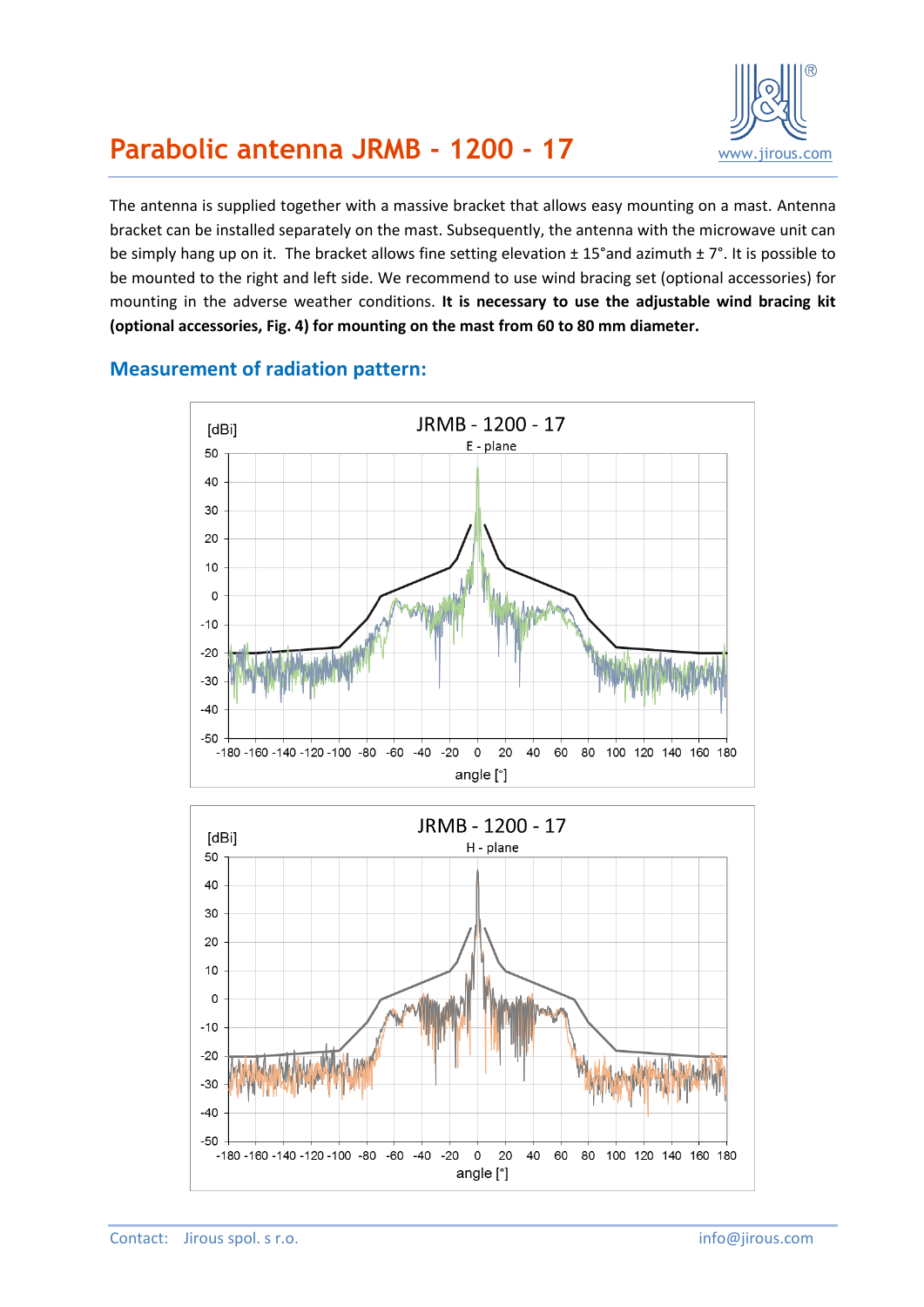# Parabolic antenna JRMB - 1200 - 17

The antenna is supplied together with a massive bracket that allows easy mounting on a mast. Antenna bracket can be installed separately on the mast. Subsequently, the antenna with the microwave unit can be simply hang up on it. The bracket allows fine setting elevation ± 15°and azimuth ± 7°. It is possible to be mounted to the right and left side. We recommend to use wind bracing set (optional accessories) for mounting in the adverse weather conditions. **It is necessary to use the adjustable wind bracing kit (optional accessories, Fig. 4) for mounting on the mast from 60 to 80 mm diameter.**

## Measurement of radiation pattern: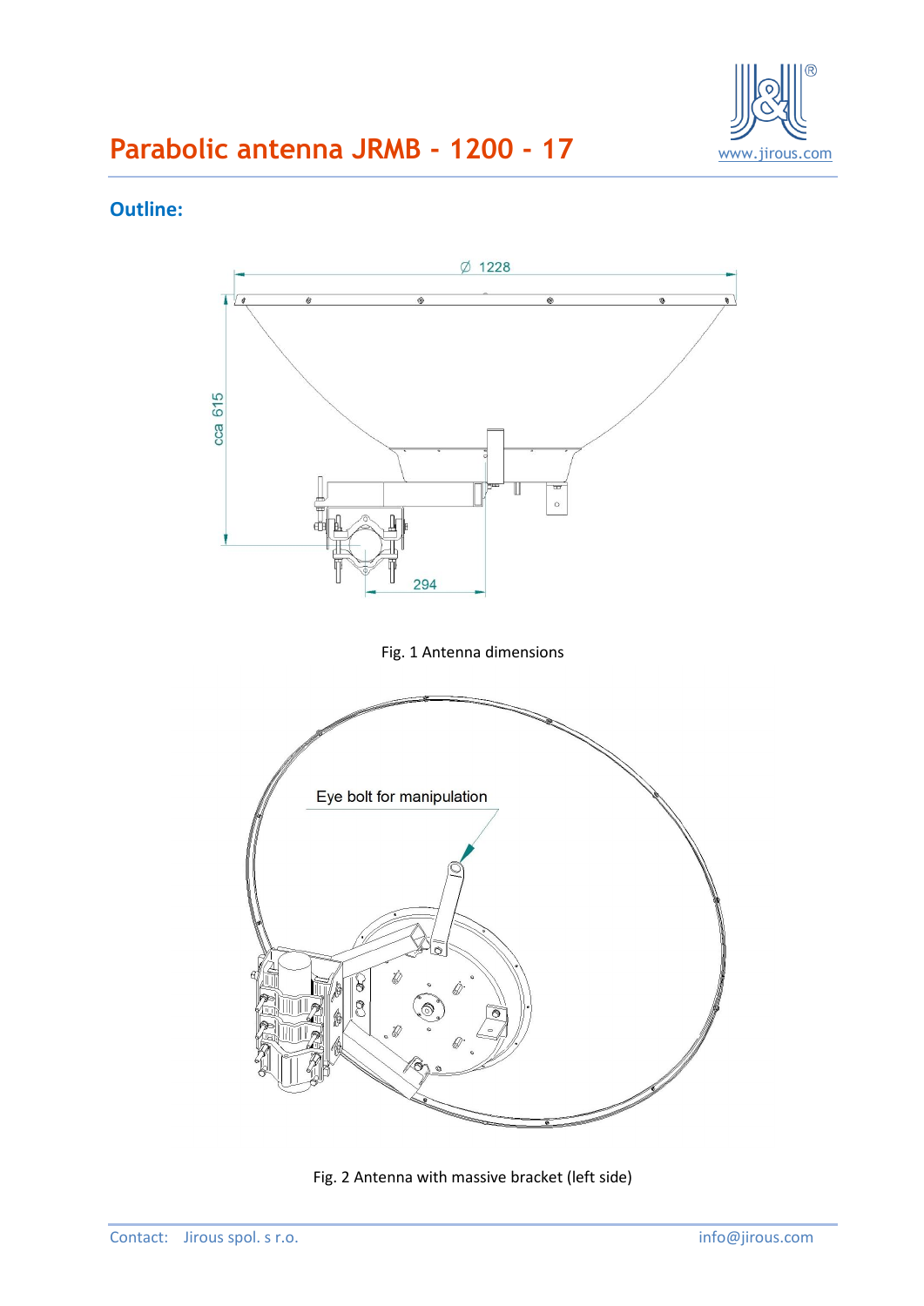# Parabolic antenna JRMB - 1200 - 17

## Outline:

Fig. 1 Antenna dimensions

Fig. 2 Antenna with massive bracket (left side)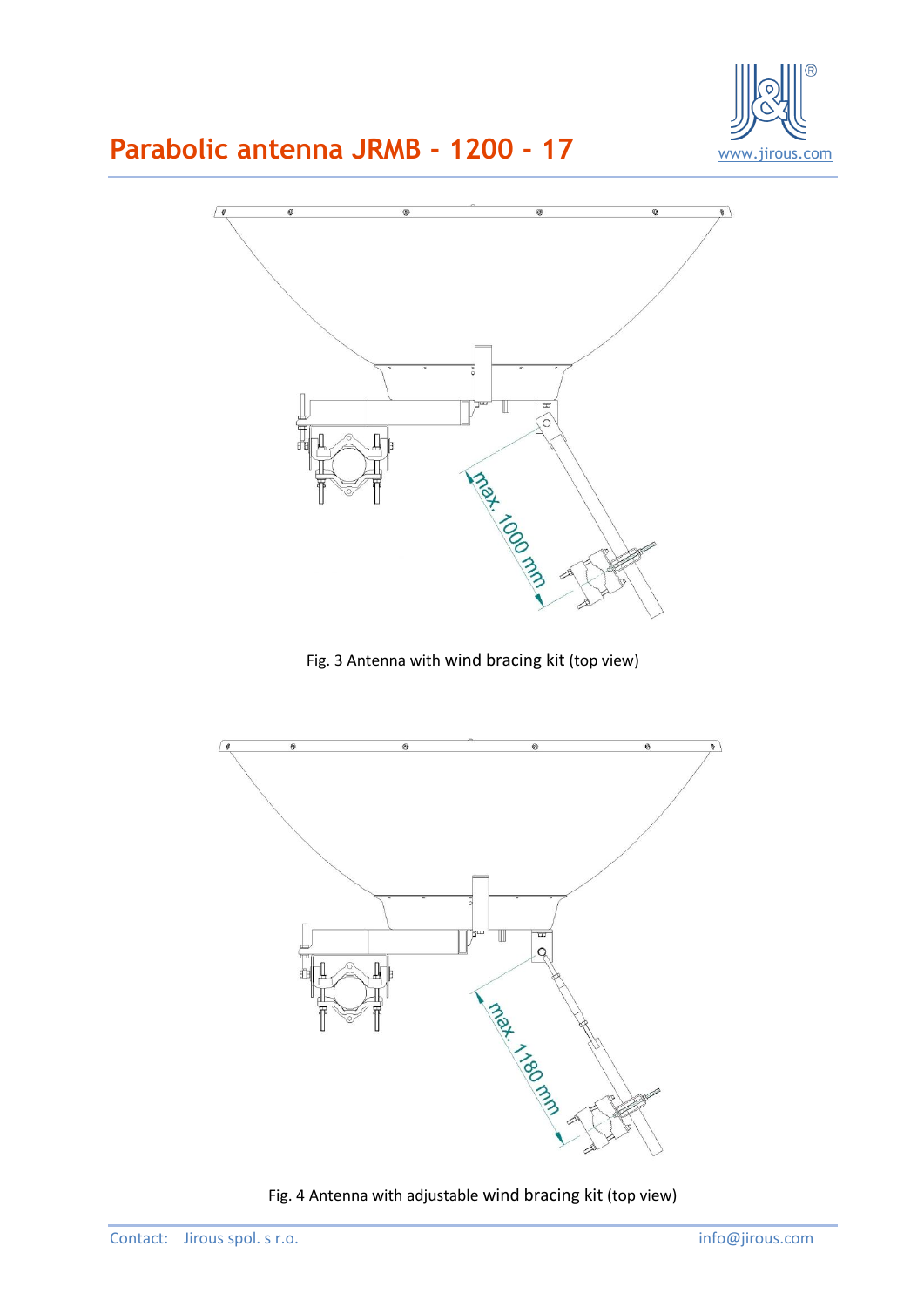max. 1000 mm

Fig. 3 Antenna with wind bracing kit (top view)

max. 1180 mm

Fig. 4 Antenna with adjustable wind bracing kit (top view)